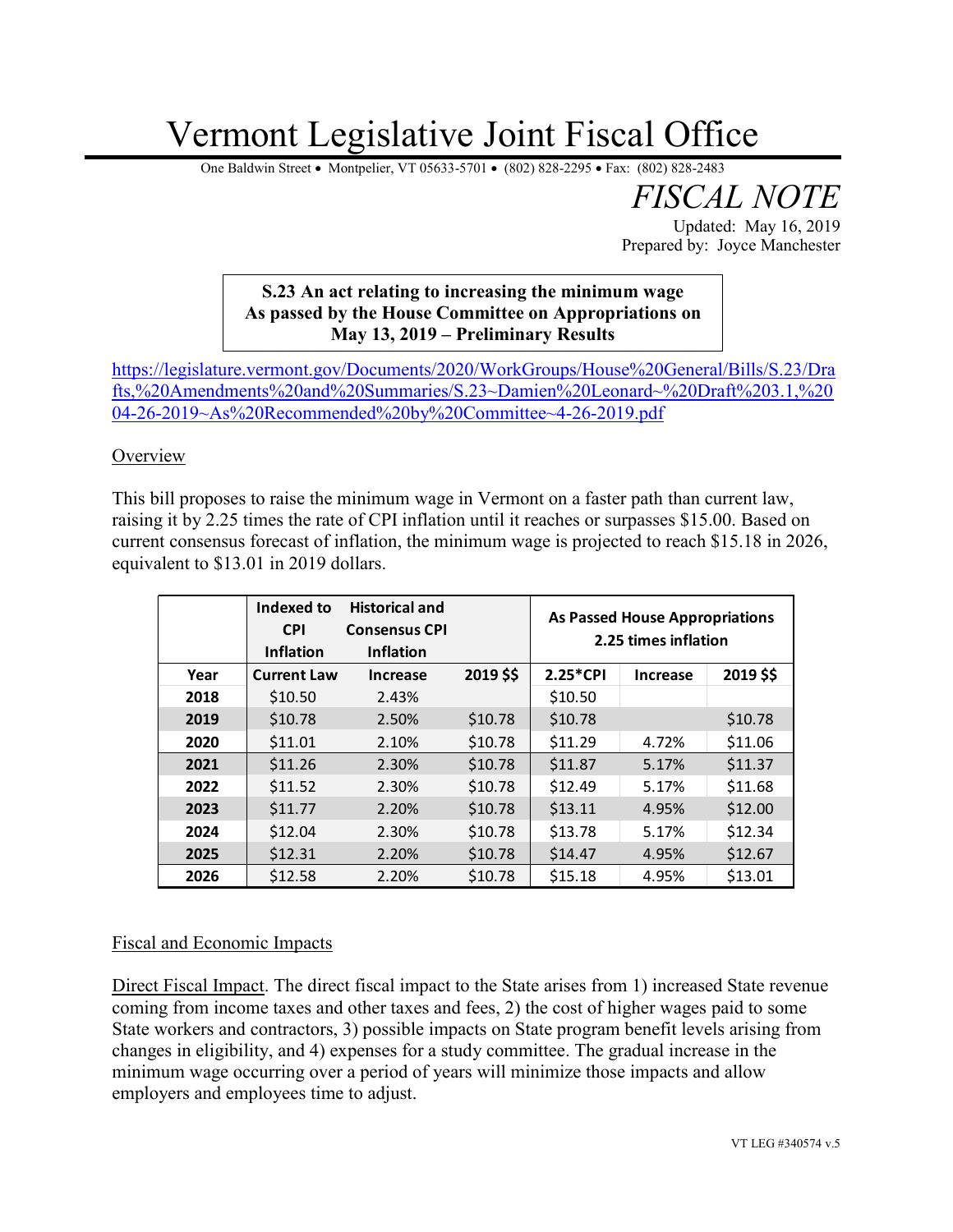# Vermont Legislative Joint Fiscal Office

One Baldwin Street • Montpelier, VT 05633-5701 • (802) 828-2295 • Fax: (802) 828-2483

## *FISCAL NOTE*

Updated: May 16, 2019
Prepared by: Joyce Manchester

**S.23 An act relating to increasing the minimum wage**
**As passed by the House Committee on Appropriations on May 13, 2019 – Preliminary Results**

https://legislature.vermont.gov/Documents/2020/WorkGroups/House%20General/Bills/S.23/Drafts,%20Amendments%20and%20Summaries/S.23~Damien%20Leonard~%20Draft%203.1,%2004-26-2019~As%20Recommended%20by%20Committee~4-26-2019.pdf

Overview

This bill proposes to raise the minimum wage in Vermont on a faster path than current law, raising it by 2.25 times the rate of CPI inflation until it reaches or surpasses $15.00. Based on current consensus forecast of inflation, the minimum wage is projected to reach $15.18 in 2026, equivalent to $13.01 in 2019 dollars.

| | Indexed to CPI Inflation | Historical and Consensus CPI Inflation | | As Passed House Appropriations 2.25 times inflation | | |
|---|---|---|---|---|---|---|
| **Year** | **Current Law** | **Increase** | **2019 $$** | **2.25*CPI** | **Increase** | **2019 $$** |
| **2018** | $10.50 | 2.43% | | $10.50 | | |
| **2019** | $10.78 | 2.50% | $10.78 | $10.78 | | $10.78 |
| **2020** | $11.01 | 2.10% | $10.78 | $11.29 | 4.72% | $11.06 |
| **2021** | $11.26 | 2.30% | $10.78 | $11.87 | 5.17% | $11.37 |
| **2022** | $11.52 | 2.30% | $10.78 | $12.49 | 5.17% | $11.68 |
| **2023** | $11.77 | 2.20% | $10.78 | $13.11 | 4.95% | $12.00 |
| **2024** | $12.04 | 2.30% | $10.78 | $13.78 | 5.17% | $12.34 |
| **2025** | $12.31 | 2.20% | $10.78 | $14.47 | 4.95% | $12.67 |
| **2026** | $12.58 | 2.20% | $10.78 | $15.18 | 4.95% | $13.01 |

Fiscal and Economic Impacts

Direct Fiscal Impact. The direct fiscal impact to the State arises from 1) increased State revenue coming from income taxes and other taxes and fees, 2) the cost of higher wages paid to some State workers and contractors, 3) possible impacts on State program benefit levels arising from changes in eligibility, and 4) expenses for a study committee. The gradual increase in the minimum wage occurring over a period of years will minimize those impacts and allow employers and employees time to adjust.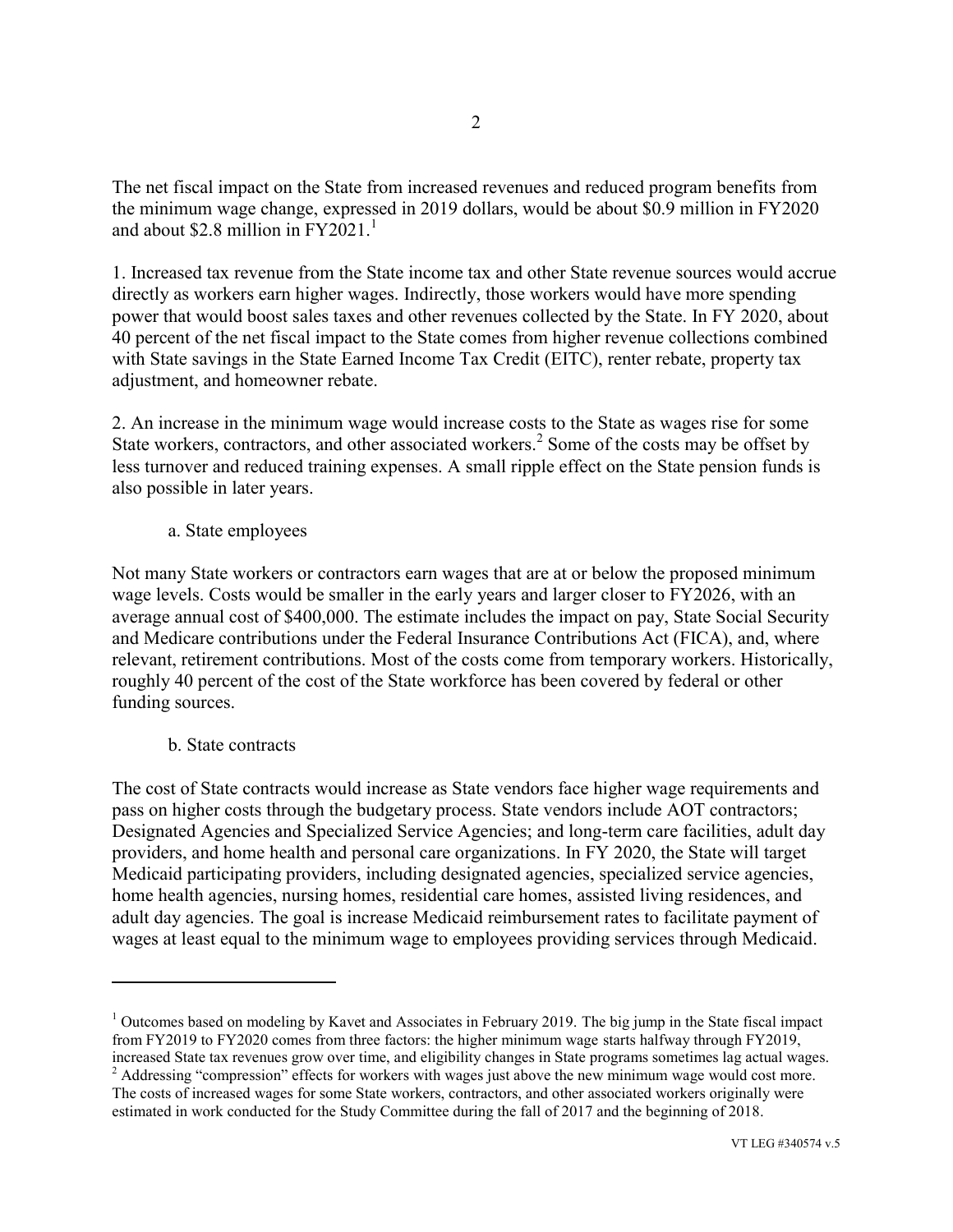The net fiscal impact on the State from increased revenues and reduced program benefits from the minimum wage change, expressed in 2019 dollars, would be about \$0.9 million in FY2020 and about \$2.8 million in FY2021.[1]

1. Increased tax revenue from the State income tax and other State revenue sources would accrue directly as workers earn higher wages. Indirectly, those workers would have more spending power that would boost sales taxes and other revenues collected by the State. In FY 2020, about 40 percent of the net fiscal impact to the State comes from higher revenue collections combined with State savings in the State Earned Income Tax Credit (EITC), renter rebate, property tax adjustment, and homeowner rebate.

2. An increase in the minimum wage would increase costs to the State as wages rise for some State workers, contractors, and other associated workers.[2] Some of the costs may be offset by less turnover and reduced training expenses. A small ripple effect on the State pension funds is also possible in later years.

a. State employees

Not many State workers or contractors earn wages that are at or below the proposed minimum wage levels. Costs would be smaller in the early years and larger closer to FY2026, with an average annual cost of \$400,000. The estimate includes the impact on pay, State Social Security and Medicare contributions under the Federal Insurance Contributions Act (FICA), and, where relevant, retirement contributions. Most of the costs come from temporary workers. Historically, roughly 40 percent of the cost of the State workforce has been covered by federal or other funding sources.

b. State contracts

The cost of State contracts would increase as State vendors face higher wage requirements and pass on higher costs through the budgetary process. State vendors include AOT contractors; Designated Agencies and Specialized Service Agencies; and long-term care facilities, adult day providers, and home health and personal care organizations. In FY 2020, the State will target Medicaid participating providers, including designated agencies, specialized service agencies, home health agencies, nursing homes, residential care homes, assisted living residences, and adult day agencies. The goal is increase Medicaid reimbursement rates to facilitate payment of wages at least equal to the minimum wage to employees providing services through Medicaid.

---

[1] Outcomes based on modeling by Kavet and Associates in February 2019. The big jump in the State fiscal impact from FY2019 to FY2020 comes from three factors: the higher minimum wage starts halfway through FY2019, increased State tax revenues grow over time, and eligibility changes in State programs sometimes lag actual wages.

[2] Addressing "compression" effects for workers with wages just above the new minimum wage would cost more. The costs of increased wages for some State workers, contractors, and other associated workers originally were estimated in work conducted for the Study Committee during the fall of 2017 and the beginning of 2018.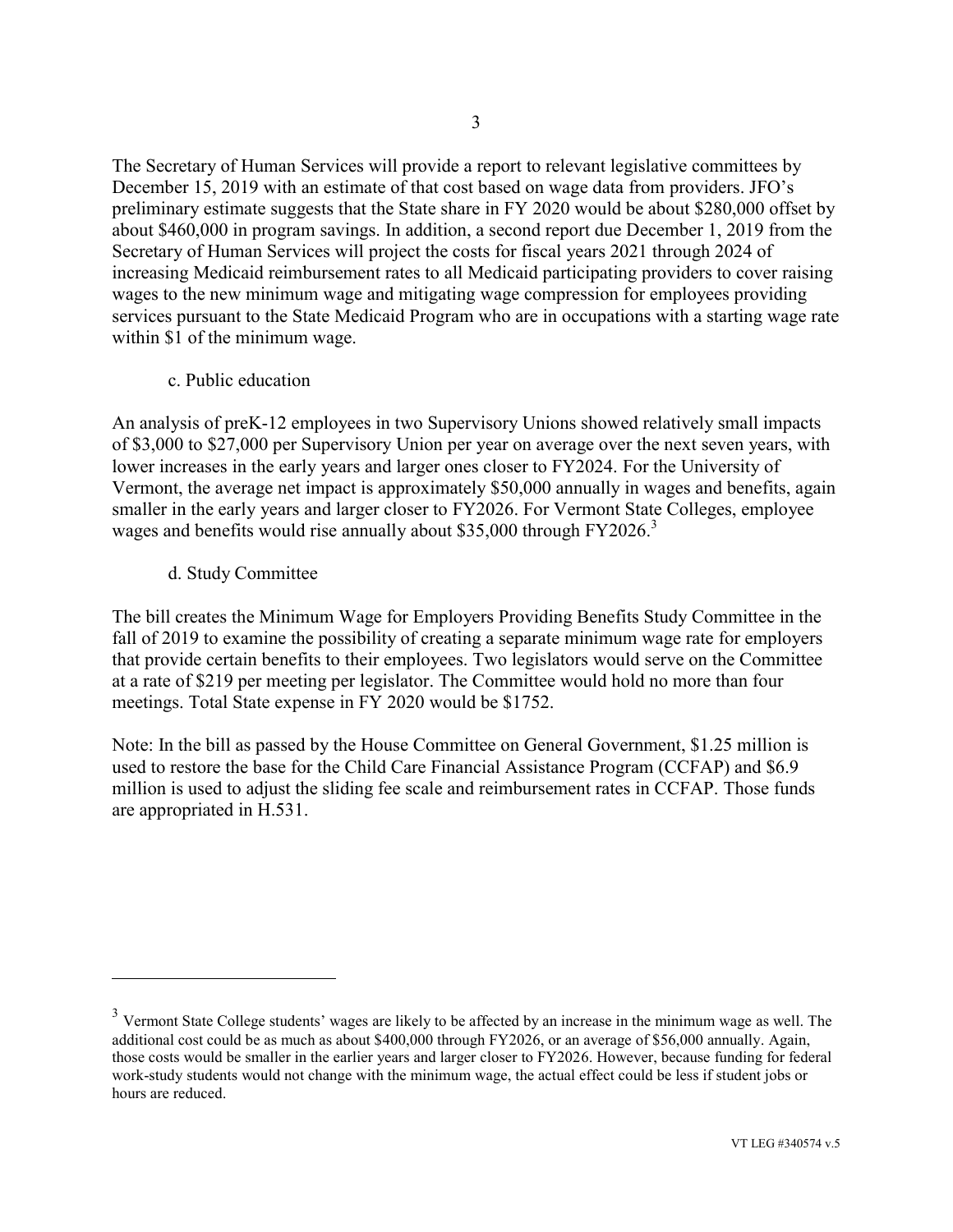The Secretary of Human Services will provide a report to relevant legislative committees by December 15, 2019 with an estimate of that cost based on wage data from providers. JFO's preliminary estimate suggests that the State share in FY 2020 would be about $280,000 offset by about $460,000 in program savings. In addition, a second report due December 1, 2019 from the Secretary of Human Services will project the costs for fiscal years 2021 through 2024 of increasing Medicaid reimbursement rates to all Medicaid participating providers to cover raising wages to the new minimum wage and mitigating wage compression for employees providing services pursuant to the State Medicaid Program who are in occupations with a starting wage rate within $1 of the minimum wage.

c. Public education

An analysis of preK-12 employees in two Supervisory Unions showed relatively small impacts of $3,000 to $27,000 per Supervisory Union per year on average over the next seven years, with lower increases in the early years and larger ones closer to FY2024. For the University of Vermont, the average net impact is approximately $50,000 annually in wages and benefits, again smaller in the early years and larger closer to FY2026. For Vermont State Colleges, employee wages and benefits would rise annually about $35,000 through FY2026.[3]

d. Study Committee

The bill creates the Minimum Wage for Employers Providing Benefits Study Committee in the fall of 2019 to examine the possibility of creating a separate minimum wage rate for employers that provide certain benefits to their employees. Two legislators would serve on the Committee at a rate of $219 per meeting per legislator. The Committee would hold no more than four meetings. Total State expense in FY 2020 would be $1752.

Note: In the bill as passed by the House Committee on General Government, $1.25 million is used to restore the base for the Child Care Financial Assistance Program (CCFAP) and $6.9 million is used to adjust the sliding fee scale and reimbursement rates in CCFAP. Those funds are appropriated in H.531.

---

[3] Vermont State College students' wages are likely to be affected by an increase in the minimum wage as well. The additional cost could be as much as about $400,000 through FY2026, or an average of $56,000 annually. Again, those costs would be smaller in the earlier years and larger closer to FY2026. However, because funding for federal work-study students would not change with the minimum wage, the actual effect could be less if student jobs or hours are reduced.

VT LEG #340574 v.5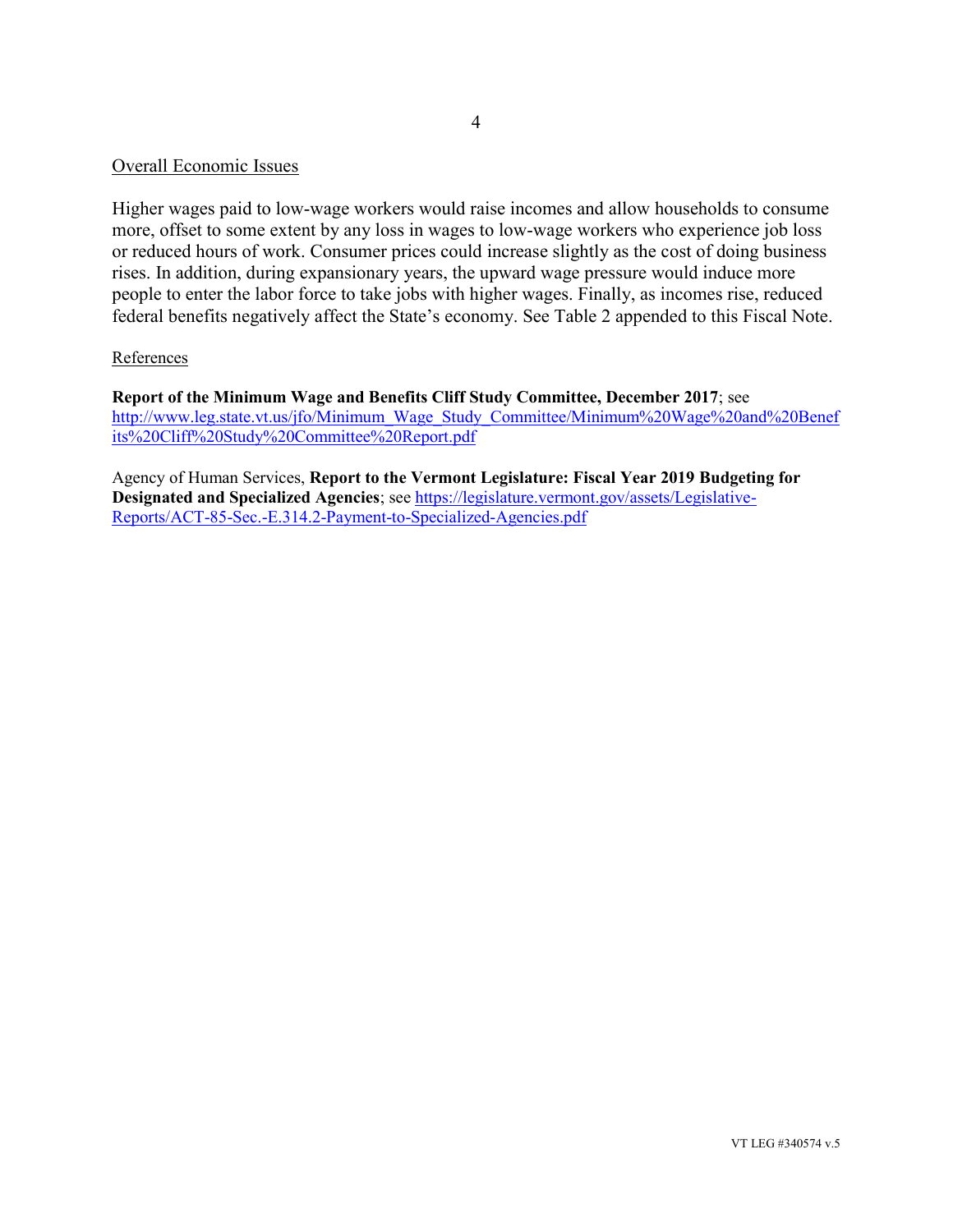Overall Economic Issues

Higher wages paid to low-wage workers would raise incomes and allow households to consume more, offset to some extent by any loss in wages to low-wage workers who experience job loss or reduced hours of work. Consumer prices could increase slightly as the cost of doing business rises. In addition, during expansionary years, the upward wage pressure would induce more people to enter the labor force to take jobs with higher wages. Finally, as incomes rise, reduced federal benefits negatively affect the State's economy. See Table 2 appended to this Fiscal Note.

References

**Report of the Minimum Wage and Benefits Cliff Study Committee, December 2017**; see http://www.leg.state.vt.us/jfo/Minimum_Wage_Study_Committee/Minimum%20Wage%20and%20Benefits%20Cliff%20Study%20Committee%20Report.pdf

Agency of Human Services, **Report to the Vermont Legislature: Fiscal Year 2019 Budgeting for Designated and Specialized Agencies**; see https://legislature.vermont.gov/assets/Legislative-Reports/ACT-85-Sec.-E.314.2-Payment-to-Specialized-Agencies.pdf

VT LEG #340574 v.5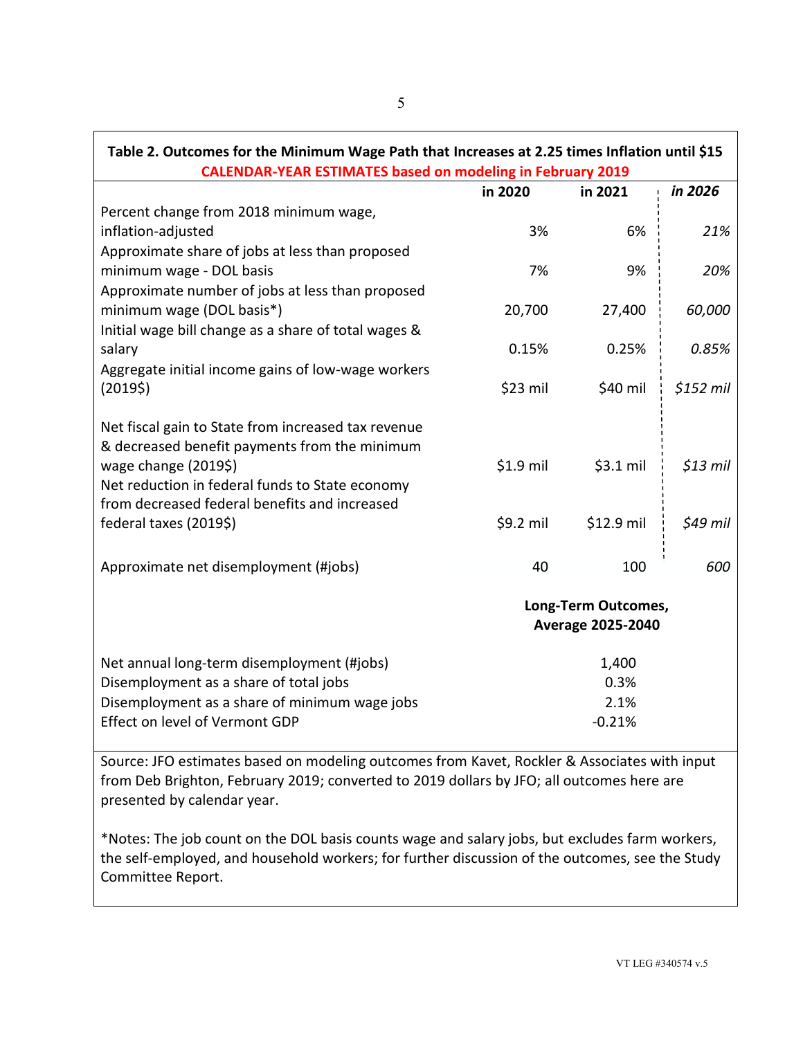**Table 2. Outcomes for the Minimum Wage Path that Increases at 2.25 times Inflation until $15**

**CALENDAR-YEAR ESTIMATES based on modeling in February 2019**

| | in 2020 | in 2021 | *in 2026* |
|---|---|---|---|
| Percent change from 2018 minimum wage, inflation-adjusted | 3% | 6% | *21%* |
| Approximate share of jobs at less than proposed minimum wage - DOL basis | 7% | 9% | *20%* |
| Approximate number of jobs at less than proposed minimum wage (DOL basis*) | 20,700 | 27,400 | *60,000* |
| Initial wage bill change as a share of total wages & salary | 0.15% | 0.25% | *0.85%* |
| Aggregate initial income gains of low-wage workers (2019$) | $23 mil | $40 mil | *$152 mil* |
| Net fiscal gain to State from increased tax revenue & decreased benefit payments from the minimum wage change (2019$) | $1.9 mil | $3.1 mil | *$13 mil* |
| Net reduction in federal funds to State economy from decreased federal benefits and increased federal taxes (2019$) | $9.2 mil | $12.9 mil | *$49 mil* |
| Approximate net disemployment (#jobs) | 40 | 100 | *600* |
| | **Long-Term Outcomes, Average 2025-2040** | | |
| Net annual long-term disemployment (#jobs) | 1,400 | | |
| Disemployment as a share of total jobs | 0.3% | | |
| Disemployment as a share of minimum wage jobs | 2.1% | | |
| Effect on level of Vermont GDP | -0.21% | | |

Source: JFO estimates based on modeling outcomes from Kavet, Rockler & Associates with input from Deb Brighton, February 2019; converted to 2019 dollars by JFO; all outcomes here are presented by calendar year.

*Notes: The job count on the DOL basis counts wage and salary jobs, but excludes farm workers, the self-employed, and household workers; for further discussion of the outcomes, see the Study Committee Report.

VT LEG #340574 v.5